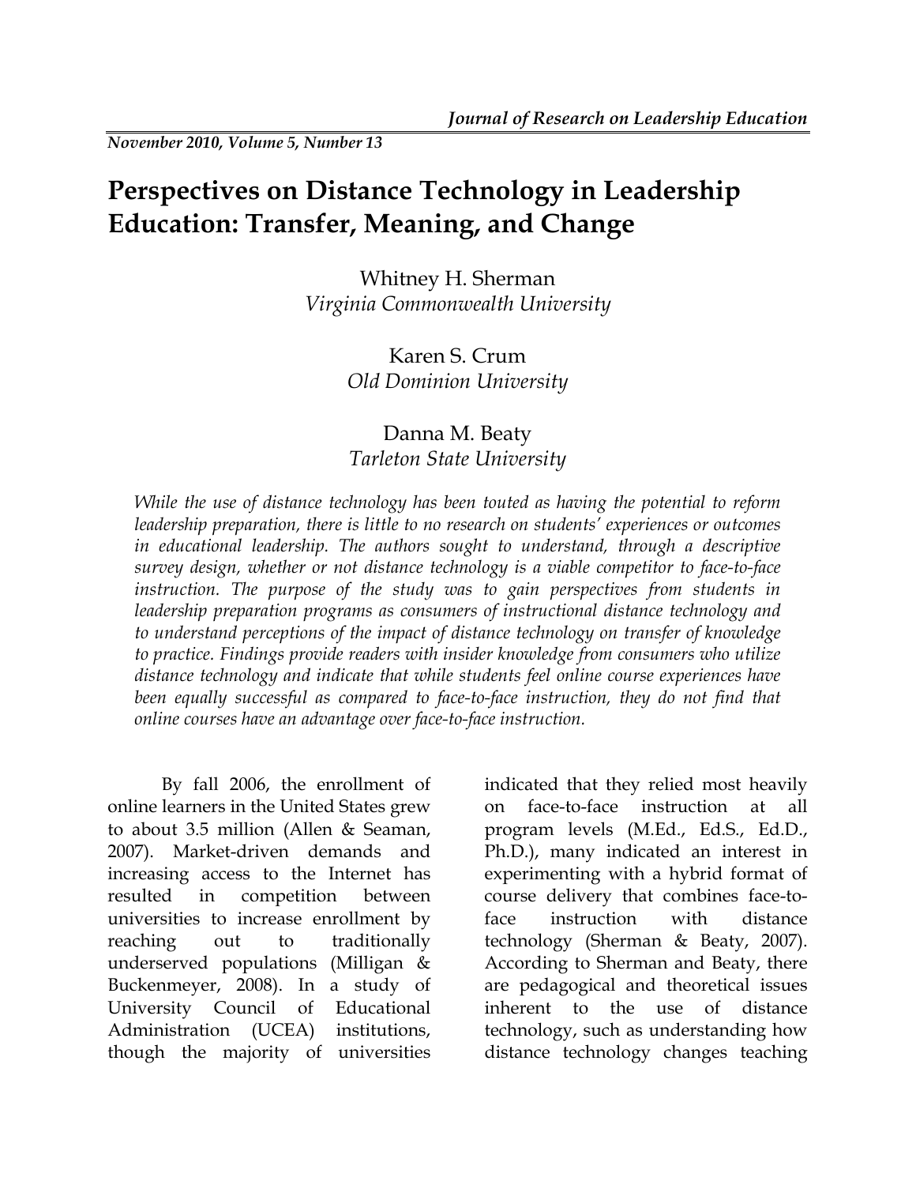# Perspectives on Distance Technology in Leadership Education: Transfer, Meaning, and Change

Whitney H. Sherman
*Virginia Commonwealth University*

Karen S. Crum
*Old Dominion University*

Danna M. Beaty
*Tarleton State University*

*While the use of distance technology has been touted as having the potential to reform leadership preparation, there is little to no research on students' experiences or outcomes in educational leadership. The authors sought to understand, through a descriptive survey design, whether or not distance technology is a viable competitor to face-to-face instruction. The purpose of the study was to gain perspectives from students in leadership preparation programs as consumers of instructional distance technology and to understand perceptions of the impact of distance technology on transfer of knowledge to practice. Findings provide readers with insider knowledge from consumers who utilize distance technology and indicate that while students feel online course experiences have been equally successful as compared to face-to-face instruction, they do not find that online courses have an advantage over face-to-face instruction.*

By fall 2006, the enrollment of online learners in the United States grew to about 3.5 million (Allen & Seaman, 2007). Market-driven demands and increasing access to the Internet has resulted in competition between universities to increase enrollment by reaching out to traditionally underserved populations (Milligan & Buckenmeyer, 2008). In a study of University Council of Educational Administration (UCEA) institutions, though the majority of universities indicated that they relied most heavily on face-to-face instruction at all program levels (M.Ed., Ed.S., Ed.D., Ph.D.), many indicated an interest in experimenting with a hybrid format of course delivery that combines face-to-face instruction with distance technology (Sherman & Beaty, 2007). According to Sherman and Beaty, there are pedagogical and theoretical issues inherent to the use of distance technology, such as understanding how distance technology changes teaching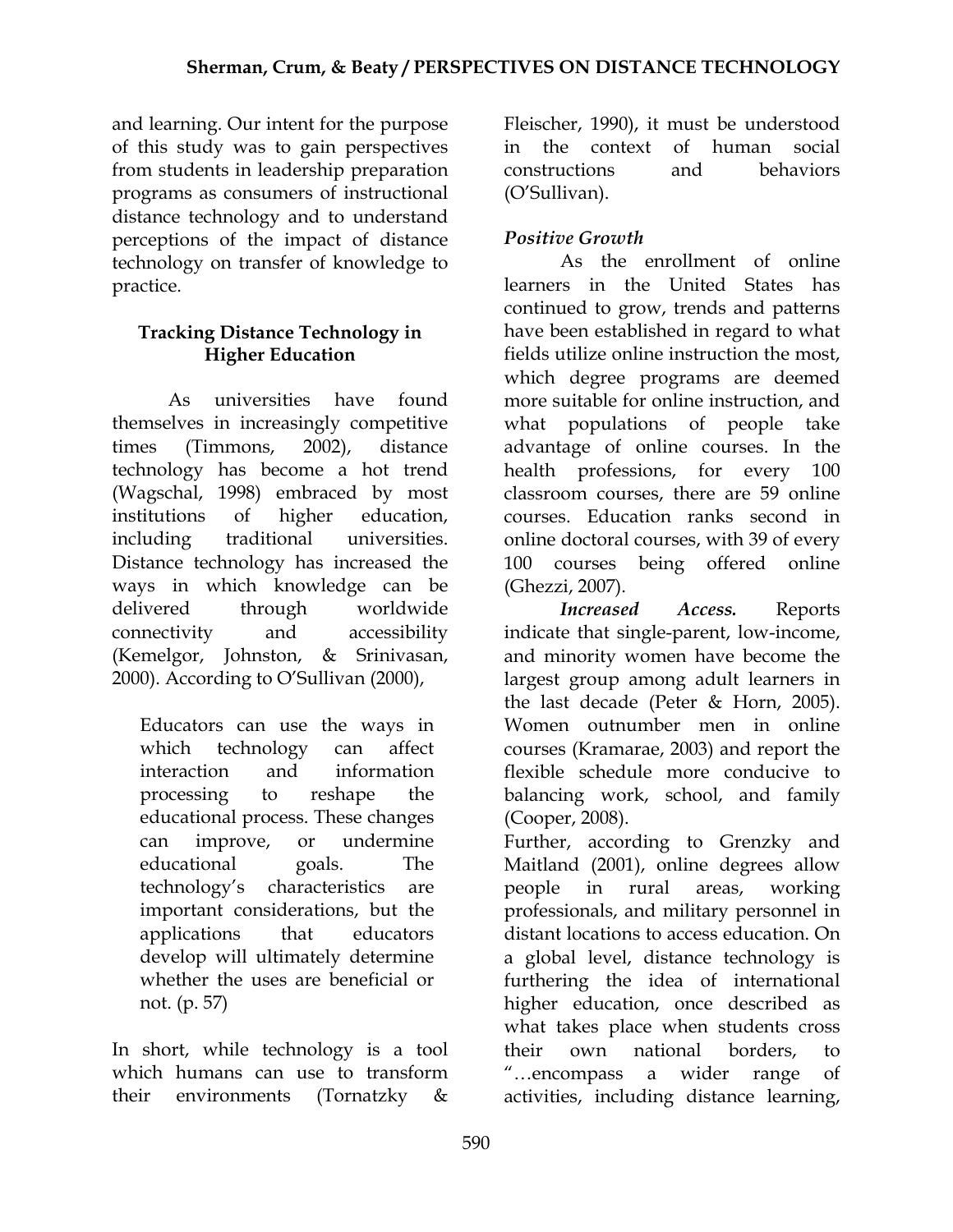and learning. Our intent for the purpose of this study was to gain perspectives from students in leadership preparation programs as consumers of instructional distance technology and to understand perceptions of the impact of distance technology on transfer of knowledge to practice.

## Tracking Distance Technology in Higher Education

As universities have found themselves in increasingly competitive times (Timmons, 2002), distance technology has become a hot trend (Wagschal, 1998) embraced by most institutions of higher education, including traditional universities. Distance technology has increased the ways in which knowledge can be delivered through worldwide connectivity and accessibility (Kemelgor, Johnston, & Srinivasan, 2000). According to O'Sullivan (2000),

> Educators can use the ways in which technology can affect interaction and information processing to reshape the educational process. These changes can improve, or undermine educational goals. The technology's characteristics are important considerations, but the applications that educators develop will ultimately determine whether the uses are beneficial or not. (p. 57)

In short, while technology is a tool which humans can use to transform their environments (Tornatzky & Fleischer, 1990), it must be understood in the context of human social constructions and behaviors (O'Sullivan).

### *Positive Growth*

As the enrollment of online learners in the United States has continued to grow, trends and patterns have been established in regard to what fields utilize online instruction the most, which degree programs are deemed more suitable for online instruction, and what populations of people take advantage of online courses. In the health professions, for every 100 classroom courses, there are 59 online courses. Education ranks second in online doctoral courses, with 39 of every 100 courses being offered online (Ghezzi, 2007).

***Increased Access.*** Reports indicate that single-parent, low-income, and minority women have become the largest group among adult learners in the last decade (Peter & Horn, 2005). Women outnumber men in online courses (Kramarae, 2003) and report the flexible schedule more conducive to balancing work, school, and family (Cooper, 2008).

Further, according to Grenzky and Maitland (2001), online degrees allow people in rural areas, working professionals, and military personnel in distant locations to access education. On a global level, distance technology is furthering the idea of international higher education, once described as what takes place when students cross their own national borders, to "…encompass a wider range of activities, including distance learning,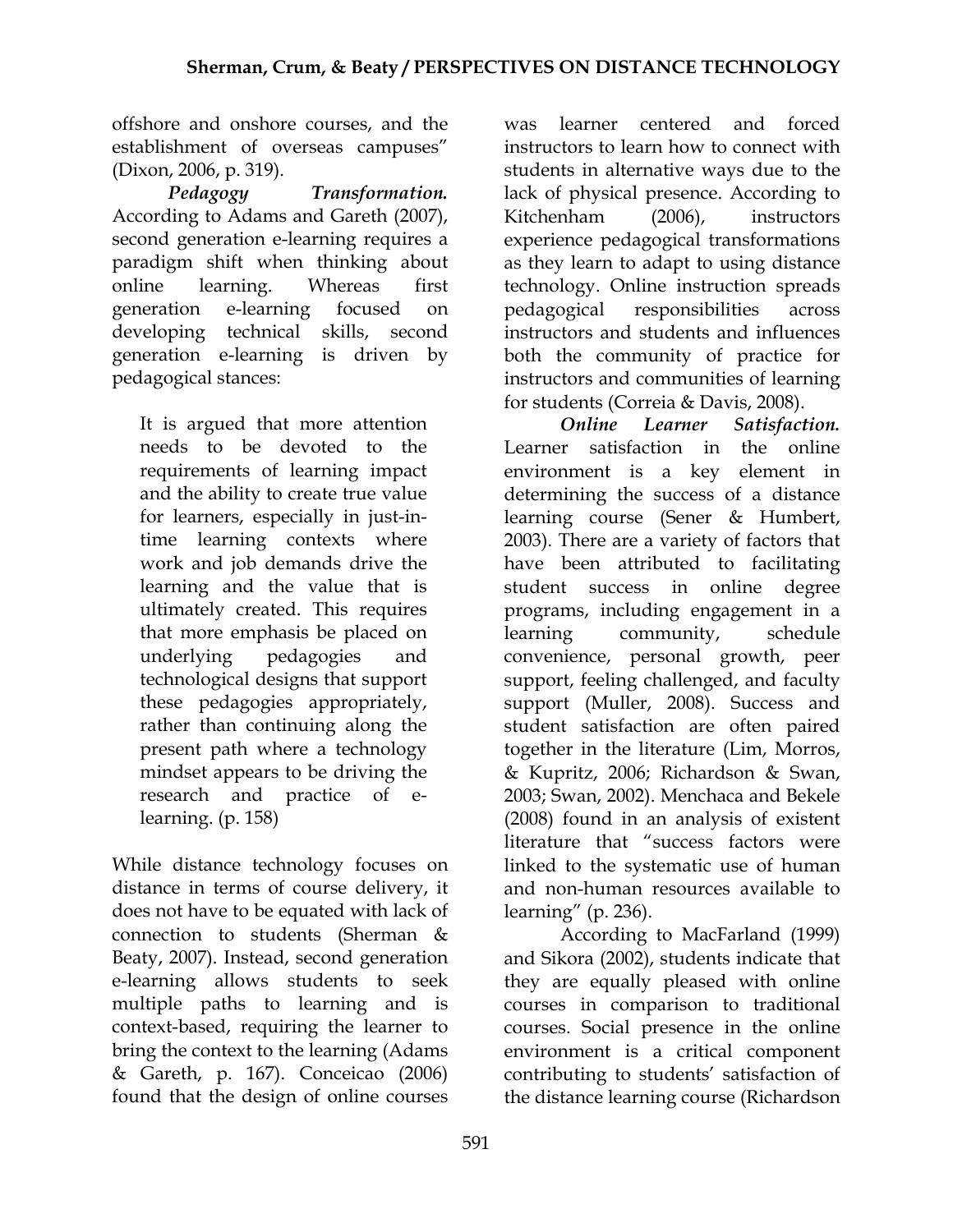offshore and onshore courses, and the establishment of overseas campuses" (Dixon, 2006, p. 319).

***Pedagogy Transformation.*** According to Adams and Gareth (2007), second generation e-learning requires a paradigm shift when thinking about online learning. Whereas first generation e-learning focused on developing technical skills, second generation e-learning is driven by pedagogical stances:

> It is argued that more attention needs to be devoted to the requirements of learning impact and the ability to create true value for learners, especially in just-in-time learning contexts where work and job demands drive the learning and the value that is ultimately created. This requires that more emphasis be placed on underlying pedagogies and technological designs that support these pedagogies appropriately, rather than continuing along the present path where a technology mindset appears to be driving the research and practice of e-learning. (p. 158)

While distance technology focuses on distance in terms of course delivery, it does not have to be equated with lack of connection to students (Sherman & Beaty, 2007). Instead, second generation e-learning allows students to seek multiple paths to learning and is context-based, requiring the learner to bring the context to the learning (Adams & Gareth, p. 167). Conceicao (2006) found that the design of online courses was learner centered and forced instructors to learn how to connect with students in alternative ways due to the lack of physical presence. According to Kitchenham (2006), instructors experience pedagogical transformations as they learn to adapt to using distance technology. Online instruction spreads pedagogical responsibilities across instructors and students and influences both the community of practice for instructors and communities of learning for students (Correia & Davis, 2008).

***Online Learner Satisfaction.*** Learner satisfaction in the online environment is a key element in determining the success of a distance learning course (Sener & Humbert, 2003). There are a variety of factors that have been attributed to facilitating student success in online degree programs, including engagement in a learning community, schedule convenience, personal growth, peer support, feeling challenged, and faculty support (Muller, 2008). Success and student satisfaction are often paired together in the literature (Lim, Morros, & Kupritz, 2006; Richardson & Swan, 2003; Swan, 2002). Menchaca and Bekele (2008) found in an analysis of existent literature that "success factors were linked to the systematic use of human and non-human resources available to learning" (p. 236).

According to MacFarland (1999) and Sikora (2002), students indicate that they are equally pleased with online courses in comparison to traditional courses. Social presence in the online environment is a critical component contributing to students' satisfaction of the distance learning course (Richardson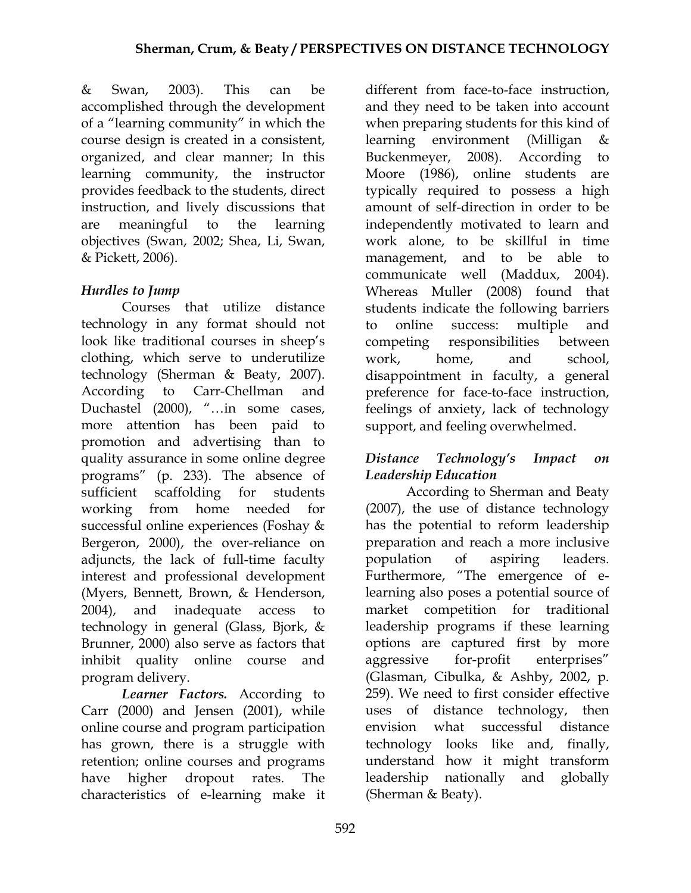& Swan, 2003). This can be accomplished through the development of a "learning community" in which the course design is created in a consistent, organized, and clear manner; In this learning community, the instructor provides feedback to the students, direct instruction, and lively discussions that are meaningful to the learning objectives (Swan, 2002; Shea, Li, Swan, & Pickett, 2006).

### *Hurdles to Jump*

Courses that utilize distance technology in any format should not look like traditional courses in sheep's clothing, which serve to underutilize technology (Sherman & Beaty, 2007). According to Carr-Chellman and Duchastel (2000), "…in some cases, more attention has been paid to promotion and advertising than to quality assurance in some online degree programs" (p. 233). The absence of sufficient scaffolding for students working from home needed for successful online experiences (Foshay & Bergeron, 2000), the over-reliance on adjuncts, the lack of full-time faculty interest and professional development (Myers, Bennett, Brown, & Henderson, 2004), and inadequate access to technology in general (Glass, Bjork, & Brunner, 2000) also serve as factors that inhibit quality online course and program delivery.

***Learner Factors.*** According to Carr (2000) and Jensen (2001), while online course and program participation has grown, there is a struggle with retention; online courses and programs have higher dropout rates. The characteristics of e-learning make it different from face-to-face instruction, and they need to be taken into account when preparing students for this kind of learning environment (Milligan & Buckenmeyer, 2008). According to Moore (1986), online students are typically required to possess a high amount of self-direction in order to be independently motivated to learn and work alone, to be skillful in time management, and to be able to communicate well (Maddux, 2004). Whereas Muller (2008) found that students indicate the following barriers to online success: multiple and competing responsibilities between work, home, and school, disappointment in faculty, a general preference for face-to-face instruction, feelings of anxiety, lack of technology support, and feeling overwhelmed.

### *Distance Technology's Impact on Leadership Education*

According to Sherman and Beaty (2007), the use of distance technology has the potential to reform leadership preparation and reach a more inclusive population of aspiring leaders. Furthermore, "The emergence of e-learning also poses a potential source of market competition for traditional leadership programs if these learning options are captured first by more aggressive for-profit enterprises" (Glasman, Cibulka, & Ashby, 2002, p. 259). We need to first consider effective uses of distance technology, then envision what successful distance technology looks like and, finally, understand how it might transform leadership nationally and globally (Sherman & Beaty).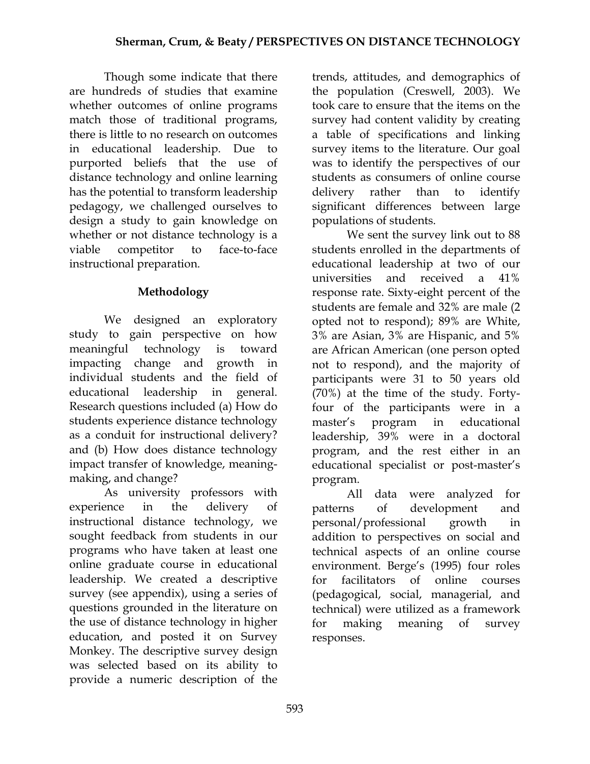Though some indicate that there are hundreds of studies that examine whether outcomes of online programs match those of traditional programs, there is little to no research on outcomes in educational leadership. Due to purported beliefs that the use of distance technology and online learning has the potential to transform leadership pedagogy, we challenged ourselves to design a study to gain knowledge on whether or not distance technology is a viable competitor to face-to-face instructional preparation.

## Methodology

We designed an exploratory study to gain perspective on how meaningful technology is toward impacting change and growth in individual students and the field of educational leadership in general. Research questions included (a) How do students experience distance technology as a conduit for instructional delivery? and (b) How does distance technology impact transfer of knowledge, meaning-making, and change?

As university professors with experience in the delivery of instructional distance technology, we sought feedback from students in our programs who have taken at least one online graduate course in educational leadership. We created a descriptive survey (see appendix), using a series of questions grounded in the literature on the use of distance technology in higher education, and posted it on Survey Monkey. The descriptive survey design was selected based on its ability to provide a numeric description of the trends, attitudes, and demographics of the population (Creswell, 2003). We took care to ensure that the items on the survey had content validity by creating a table of specifications and linking survey items to the literature. Our goal was to identify the perspectives of our students as consumers of online course delivery rather than to identify significant differences between large populations of students.

We sent the survey link out to 88 students enrolled in the departments of educational leadership at two of our universities and received a 41% response rate. Sixty-eight percent of the students are female and 32% are male (2 opted not to respond); 89% are White, 3% are Asian, 3% are Hispanic, and 5% are African American (one person opted not to respond), and the majority of participants were 31 to 50 years old (70%) at the time of the study. Forty-four of the participants were in a master's program in educational leadership, 39% were in a doctoral program, and the rest either in an educational specialist or post-master's program.

All data were analyzed for patterns of development and personal/professional growth in addition to perspectives on social and technical aspects of an online course environment. Berge's (1995) four roles for facilitators of online courses (pedagogical, social, managerial, and technical) were utilized as a framework for making meaning of survey responses.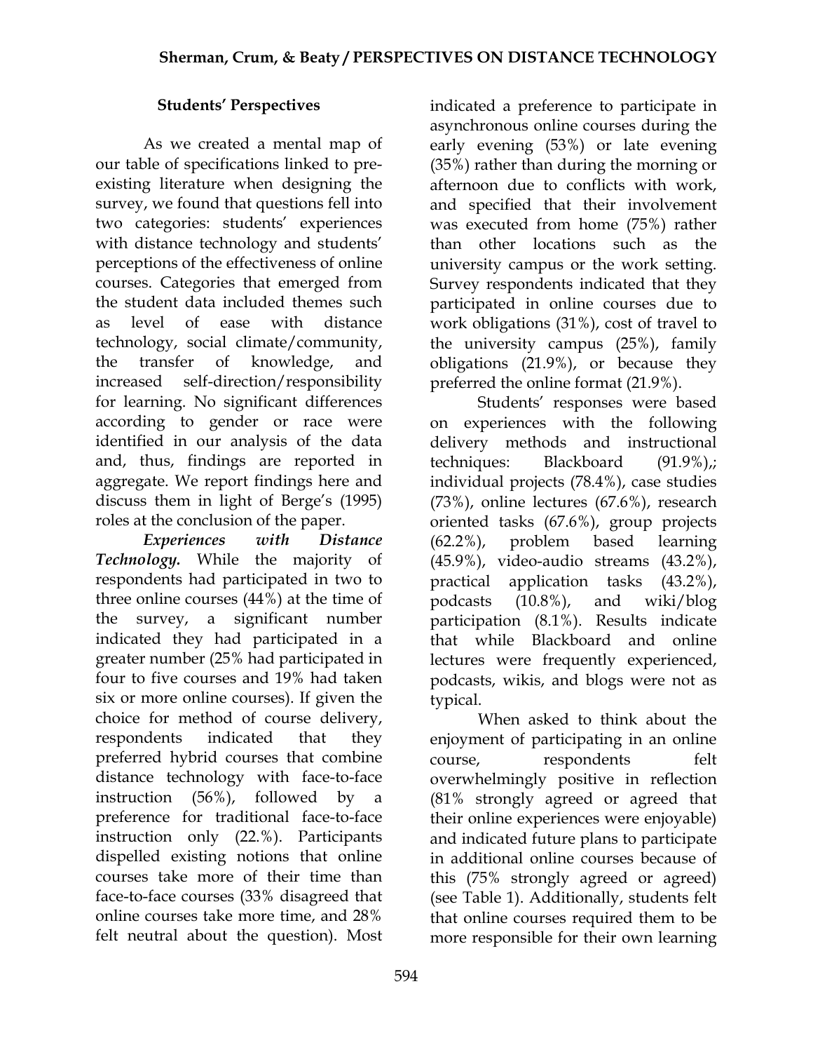## Students' Perspectives

As we created a mental map of our table of specifications linked to pre-existing literature when designing the survey, we found that questions fell into two categories: students' experiences with distance technology and students' perceptions of the effectiveness of online courses. Categories that emerged from the student data included themes such as level of ease with distance technology, social climate/community, the transfer of knowledge, and increased self-direction/responsibility for learning. No significant differences according to gender or race were identified in our analysis of the data and, thus, findings are reported in aggregate. We report findings here and discuss them in light of Berge's (1995) roles at the conclusion of the paper.

***Experiences with Distance Technology.*** While the majority of respondents had participated in two to three online courses (44%) at the time of the survey, a significant number indicated they had participated in a greater number (25% had participated in four to five courses and 19% had taken six or more online courses). If given the choice for method of course delivery, respondents indicated that they preferred hybrid courses that combine distance technology with face-to-face instruction (56%), followed by a preference for traditional face-to-face instruction only (22.%). Participants dispelled existing notions that online courses take more of their time than face-to-face courses (33% disagreed that online courses take more time, and 28% felt neutral about the question). Most indicated a preference to participate in asynchronous online courses during the early evening (53%) or late evening (35%) rather than during the morning or afternoon due to conflicts with work, and specified that their involvement was executed from home (75%) rather than other locations such as the university campus or the work setting. Survey respondents indicated that they participated in online courses due to work obligations (31%), cost of travel to the university campus (25%), family obligations (21.9%), or because they preferred the online format (21.9%).

Students' responses were based on experiences with the following delivery methods and instructional techniques: Blackboard (91.9%),; individual projects (78.4%), case studies (73%), online lectures (67.6%), research oriented tasks (67.6%), group projects (62.2%), problem based learning (45.9%), video-audio streams (43.2%), practical application tasks (43.2%), podcasts (10.8%), and wiki/blog participation (8.1%). Results indicate that while Blackboard and online lectures were frequently experienced, podcasts, wikis, and blogs were not as typical.

When asked to think about the enjoyment of participating in an online course, respondents felt overwhelmingly positive in reflection (81% strongly agreed or agreed that their online experiences were enjoyable) and indicated future plans to participate in additional online courses because of this (75% strongly agreed or agreed) (see Table 1). Additionally, students felt that online courses required them to be more responsible for their own learning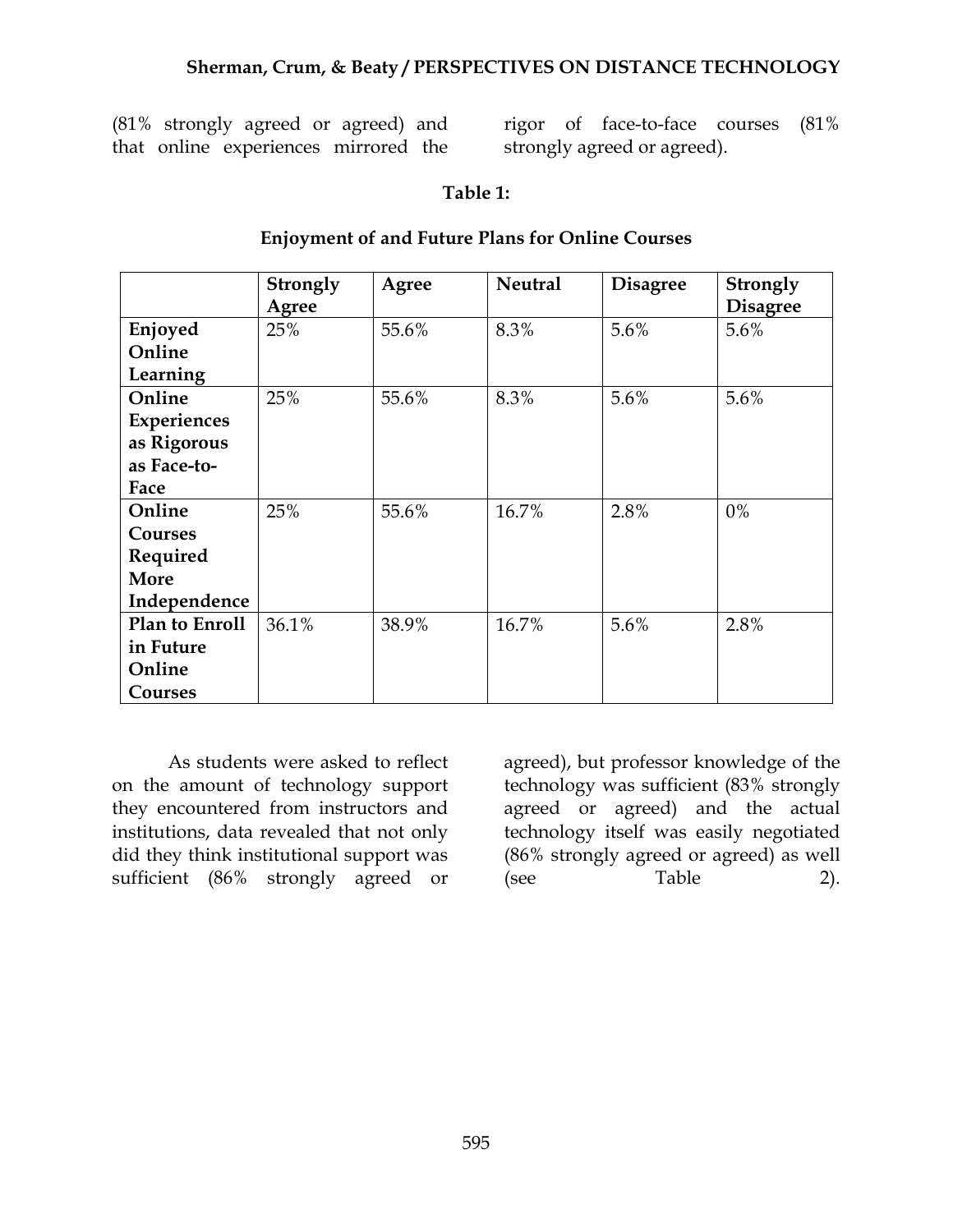(81% strongly agreed or agreed) and that online experiences mirrored the rigor of face-to-face courses (81% strongly agreed or agreed).

**Table 1:**

**Enjoyment of and Future Plans for Online Courses**

| | Strongly Agree | Agree | Neutral | Disagree | Strongly Disagree |
|---|---|---|---|---|---|
| **Enjoyed Online Learning** | 25% | 55.6% | 8.3% | 5.6% | 5.6% |
| **Online Experiences as Rigorous as Face-to-Face** | 25% | 55.6% | 8.3% | 5.6% | 5.6% |
| **Online Courses Required More Independence** | 25% | 55.6% | 16.7% | 2.8% | 0% |
| **Plan to Enroll in Future Online Courses** | 36.1% | 38.9% | 16.7% | 5.6% | 2.8% |

As students were asked to reflect on the amount of technology support they encountered from instructors and institutions, data revealed that not only did they think institutional support was sufficient (86% strongly agreed or agreed), but professor knowledge of the technology was sufficient (83% strongly agreed or agreed) and the actual technology itself was easily negotiated (86% strongly agreed or agreed) as well (see Table 2).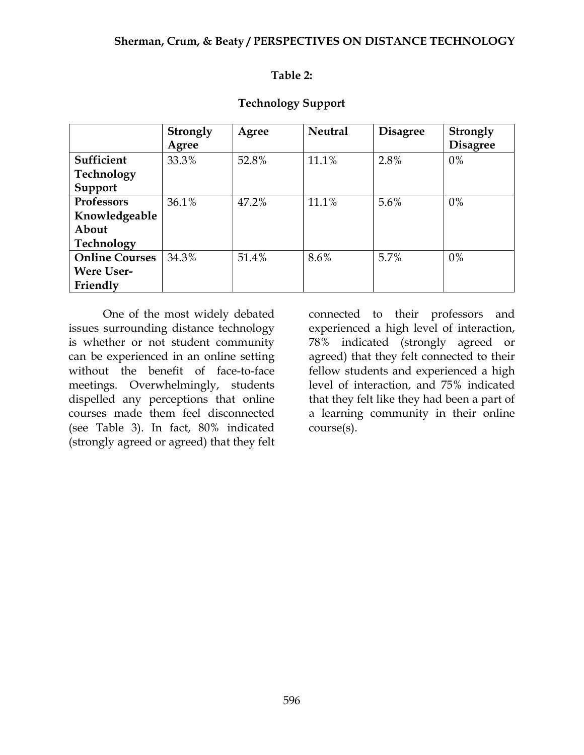**Table 2:**

**Technology Support**

| | Strongly Agree | Agree | Neutral | Disagree | Strongly Disagree |
|---|---|---|---|---|---|
| **Sufficient Technology Support** | 33.3% | 52.8% | 11.1% | 2.8% | 0% |
| **Professors Knowledgeable About Technology** | 36.1% | 47.2% | 11.1% | 5.6% | 0% |
| **Online Courses Were User-Friendly** | 34.3% | 51.4% | 8.6% | 5.7% | 0% |

One of the most widely debated issues surrounding distance technology is whether or not student community can be experienced in an online setting without the benefit of face-to-face meetings. Overwhelmingly, students dispelled any perceptions that online courses made them feel disconnected (see Table 3). In fact, 80% indicated (strongly agreed or agreed) that they felt connected to their professors and experienced a high level of interaction, 78% indicated (strongly agreed or agreed) that they felt connected to their fellow students and experienced a high level of interaction, and 75% indicated that they felt like they had been a part of a learning community in their online course(s).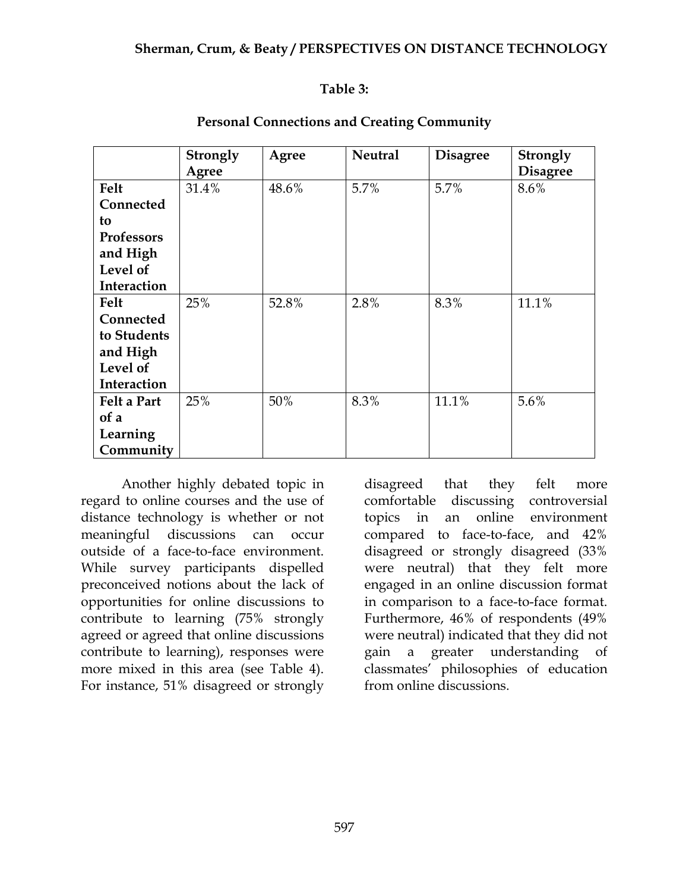**Table 3:**

**Personal Connections and Creating Community**

| | **Strongly Agree** | **Agree** | **Neutral** | **Disagree** | **Strongly Disagree** |
|---|---|---|---|---|---|
| **Felt Connected to Professors and High Level of Interaction** | 31.4% | 48.6% | 5.7% | 5.7% | 8.6% |
| **Felt Connected to Students and High Level of Interaction** | 25% | 52.8% | 2.8% | 8.3% | 11.1% |
| **Felt a Part of a Learning Community** | 25% | 50% | 8.3% | 11.1% | 5.6% |

Another highly debated topic in regard to online courses and the use of distance technology is whether or not meaningful discussions can occur outside of a face-to-face environment. While survey participants dispelled preconceived notions about the lack of opportunities for online discussions to contribute to learning (75% strongly agreed or agreed that online discussions contribute to learning), responses were more mixed in this area (see Table 4). For instance, 51% disagreed or strongly disagreed that they felt more comfortable discussing controversial topics in an online environment compared to face-to-face, and 42% disagreed or strongly disagreed (33% were neutral) that they felt more engaged in an online discussion format in comparison to a face-to-face format. Furthermore, 46% of respondents (49% were neutral) indicated that they did not gain a greater understanding of classmates' philosophies of education from online discussions.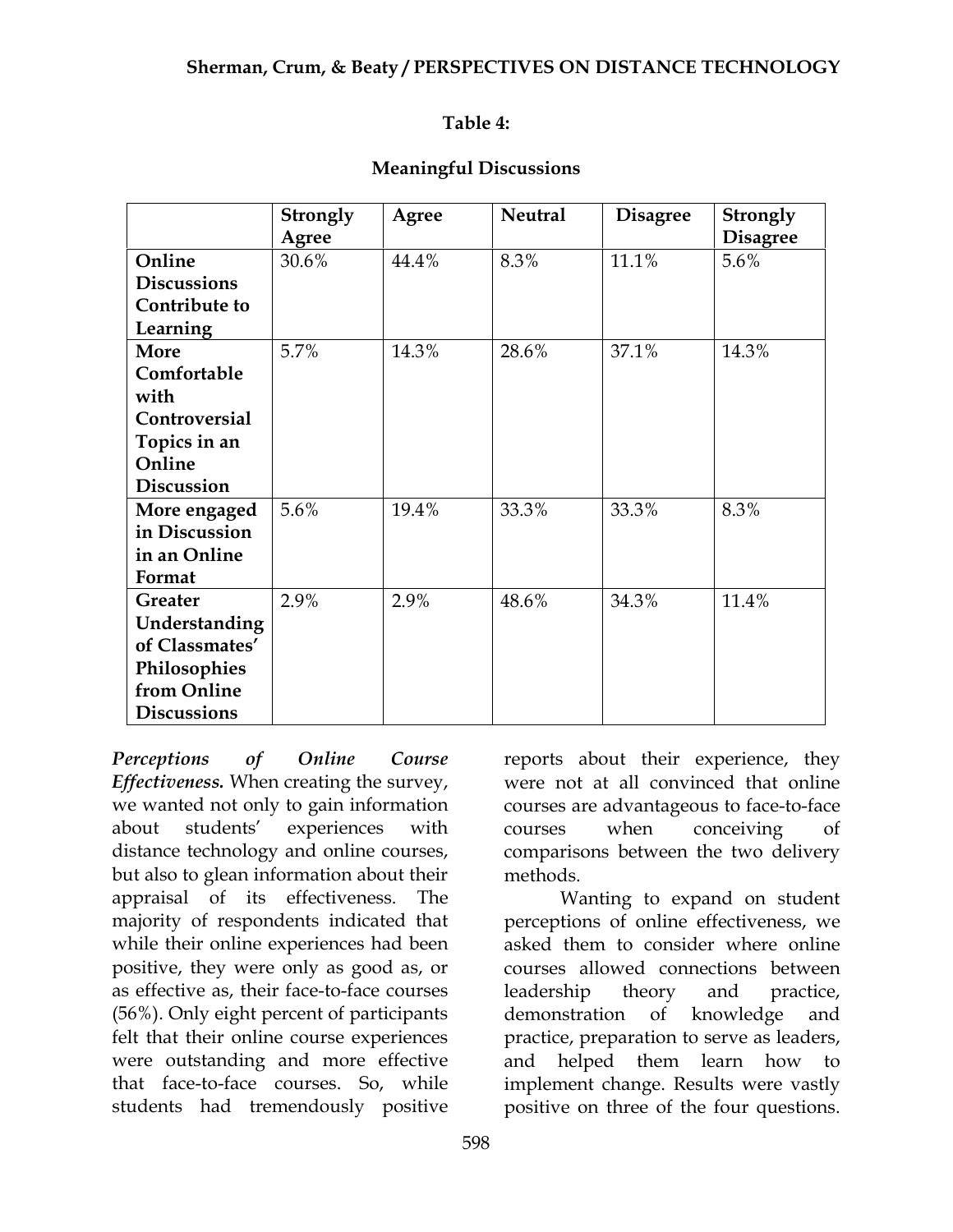**Table 4:**

**Meaningful Discussions**

| | Strongly Agree | Agree | Neutral | Disagree | Strongly Disagree |
|---|---|---|---|---|---|
| **Online Discussions Contribute to Learning** | 30.6% | 44.4% | 8.3% | 11.1% | 5.6% |
| **More Comfortable with Controversial Topics in an Online Discussion** | 5.7% | 14.3% | 28.6% | 37.1% | 14.3% |
| **More engaged in Discussion in an Online Format** | 5.6% | 19.4% | 33.3% | 33.3% | 8.3% |
| **Greater Understanding of Classmates' Philosophies from Online Discussions** | 2.9% | 2.9% | 48.6% | 34.3% | 11.4% |

***Perceptions of Online Course Effectiveness.*** When creating the survey, we wanted not only to gain information about students' experiences with distance technology and online courses, but also to glean information about their appraisal of its effectiveness. The majority of respondents indicated that while their online experiences had been positive, they were only as good as, or as effective as, their face-to-face courses (56%). Only eight percent of participants felt that their online course experiences were outstanding and more effective that face-to-face courses. So, while students had tremendously positive reports about their experience, they were not at all convinced that online courses are advantageous to face-to-face courses when conceiving of comparisons between the two delivery methods.

Wanting to expand on student perceptions of online effectiveness, we asked them to consider where online courses allowed connections between leadership theory and practice, demonstration of knowledge and practice, preparation to serve as leaders, and helped them learn how to implement change. Results were vastly positive on three of the four questions.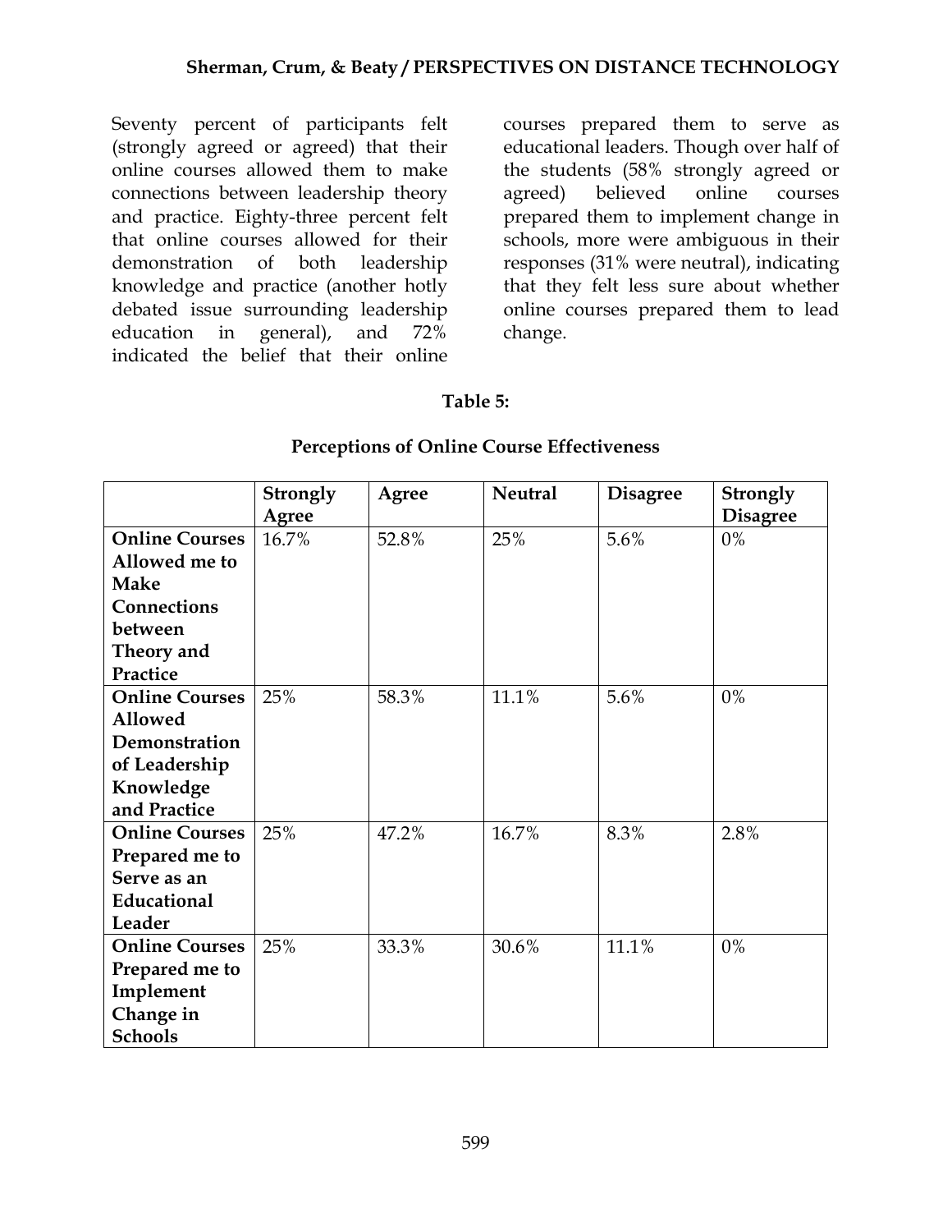Seventy percent of participants felt (strongly agreed or agreed) that their online courses allowed them to make connections between leadership theory and practice. Eighty-three percent felt that online courses allowed for their demonstration of both leadership knowledge and practice (another hotly debated issue surrounding leadership education in general), and 72% indicated the belief that their online courses prepared them to serve as educational leaders. Though over half of the students (58% strongly agreed or agreed) believed online courses prepared them to implement change in schools, more were ambiguous in their responses (31% were neutral), indicating that they felt less sure about whether online courses prepared them to lead change.

**Table 5:**

**Perceptions of Online Course Effectiveness**

| | Strongly Agree | Agree | Neutral | Disagree | Strongly Disagree |
|---|---|---|---|---|---|
| **Online Courses Allowed me to Make Connections between Theory and Practice** | 16.7% | 52.8% | 25% | 5.6% | 0% |
| **Online Courses Allowed Demonstration of Leadership Knowledge and Practice** | 25% | 58.3% | 11.1% | 5.6% | 0% |
| **Online Courses Prepared me to Serve as an Educational Leader** | 25% | 47.2% | 16.7% | 8.3% | 2.8% |
| **Online Courses Prepared me to Implement Change in Schools** | 25% | 33.3% | 30.6% | 11.1% | 0% |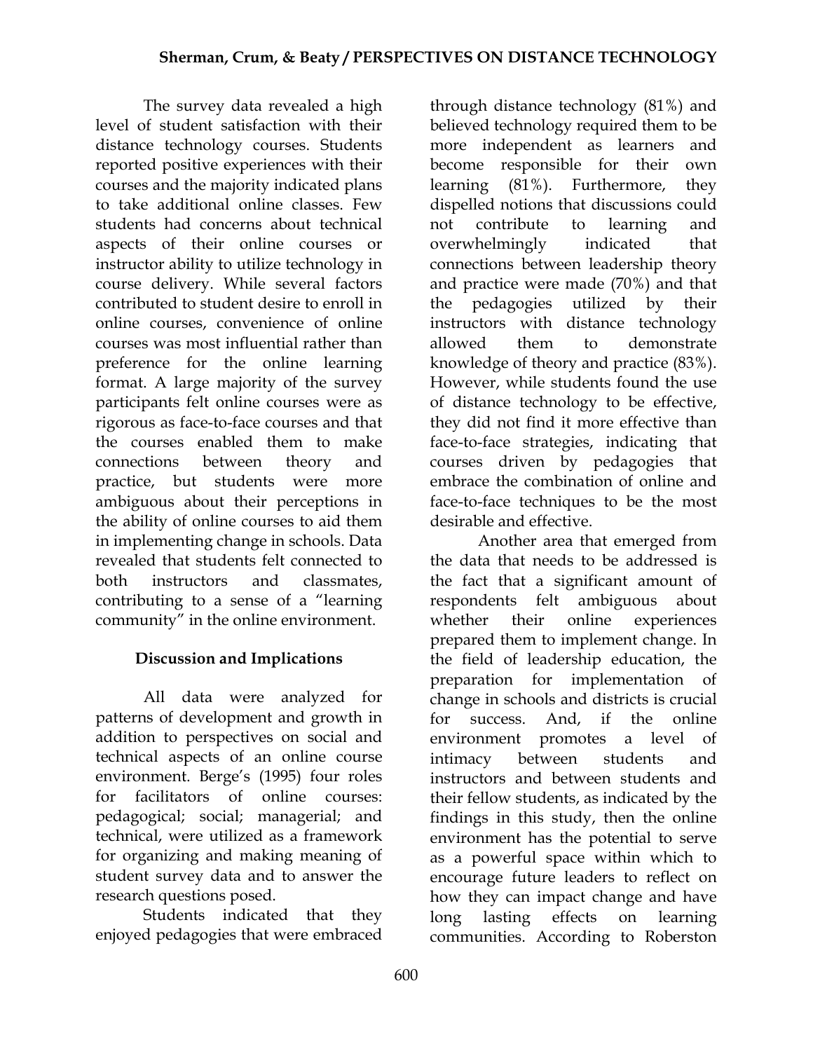The survey data revealed a high level of student satisfaction with their distance technology courses. Students reported positive experiences with their courses and the majority indicated plans to take additional online classes. Few students had concerns about technical aspects of their online courses or instructor ability to utilize technology in course delivery. While several factors contributed to student desire to enroll in online courses, convenience of online courses was most influential rather than preference for the online learning format. A large majority of the survey participants felt online courses were as rigorous as face-to-face courses and that the courses enabled them to make connections between theory and practice, but students were more ambiguous about their perceptions in the ability of online courses to aid them in implementing change in schools. Data revealed that students felt connected to both instructors and classmates, contributing to a sense of a "learning community" in the online environment.

## Discussion and Implications

All data were analyzed for patterns of development and growth in addition to perspectives on social and technical aspects of an online course environment. Berge's (1995) four roles for facilitators of online courses: pedagogical; social; managerial; and technical, were utilized as a framework for organizing and making meaning of student survey data and to answer the research questions posed.

Students indicated that they enjoyed pedagogies that were embraced through distance technology (81%) and believed technology required them to be more independent as learners and become responsible for their own learning (81%). Furthermore, they dispelled notions that discussions could not contribute to learning and overwhelmingly indicated that connections between leadership theory and practice were made (70%) and that the pedagogies utilized by their instructors with distance technology allowed them to demonstrate knowledge of theory and practice (83%). However, while students found the use of distance technology to be effective, they did not find it more effective than face-to-face strategies, indicating that courses driven by pedagogies that embrace the combination of online and face-to-face techniques to be the most desirable and effective.

Another area that emerged from the data that needs to be addressed is the fact that a significant amount of respondents felt ambiguous about whether their online experiences prepared them to implement change. In the field of leadership education, the preparation for implementation of change in schools and districts is crucial for success. And, if the online environment promotes a level of intimacy between students and instructors and between students and their fellow students, as indicated by the findings in this study, then the online environment has the potential to serve as a powerful space within which to encourage future leaders to reflect on how they can impact change and have long lasting effects on learning communities. According to Roberston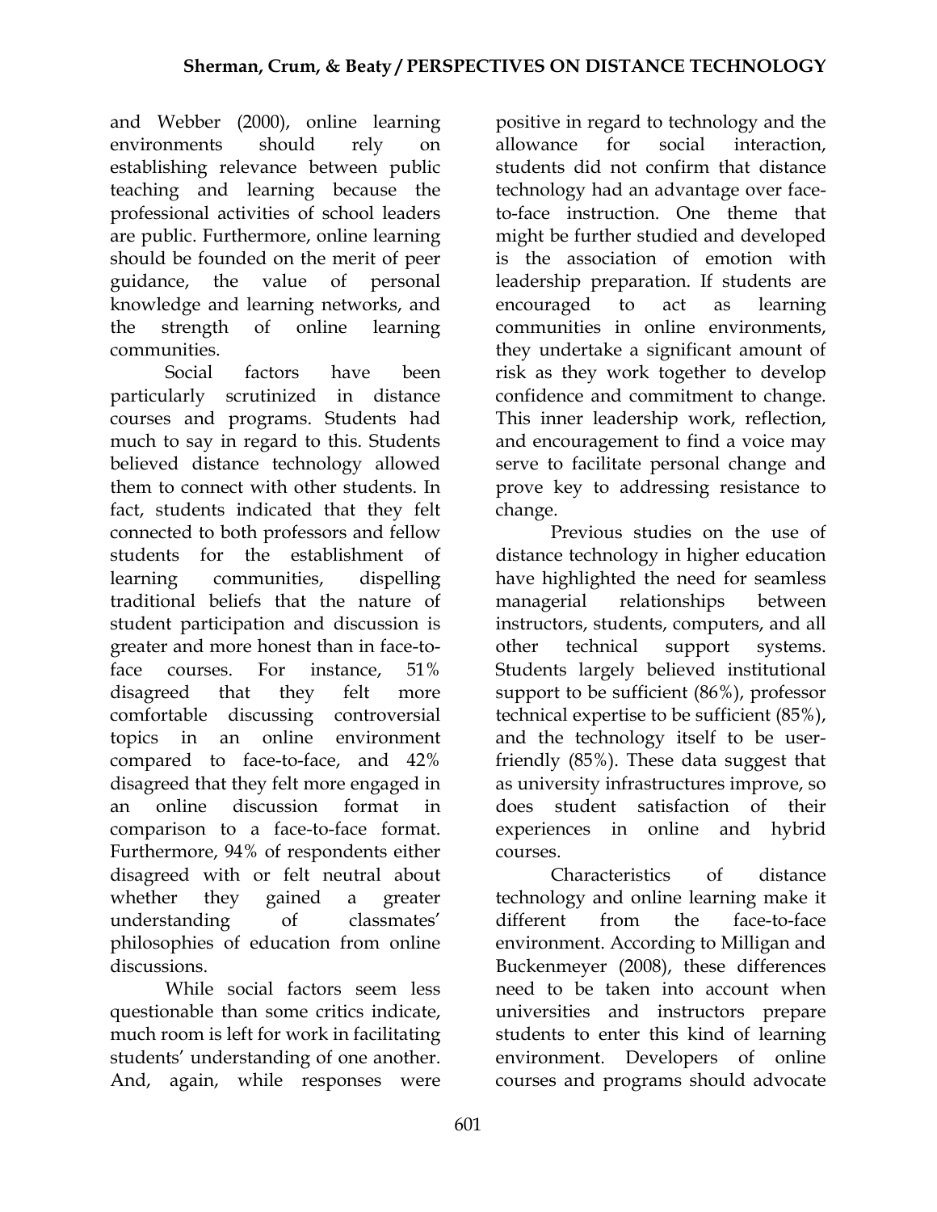and Webber (2000), online learning environments should rely on establishing relevance between public teaching and learning because the professional activities of school leaders are public. Furthermore, online learning should be founded on the merit of peer guidance, the value of personal knowledge and learning networks, and the strength of online learning communities.

Social factors have been particularly scrutinized in distance courses and programs. Students had much to say in regard to this. Students believed distance technology allowed them to connect with other students. In fact, students indicated that they felt connected to both professors and fellow students for the establishment of learning communities, dispelling traditional beliefs that the nature of student participation and discussion is greater and more honest than in face-to-face courses. For instance, 51% disagreed that they felt more comfortable discussing controversial topics in an online environment compared to face-to-face, and 42% disagreed that they felt more engaged in an online discussion format in comparison to a face-to-face format. Furthermore, 94% of respondents either disagreed with or felt neutral about whether they gained a greater understanding of classmates' philosophies of education from online discussions.

While social factors seem less questionable than some critics indicate, much room is left for work in facilitating students' understanding of one another. And, again, while responses were positive in regard to technology and the allowance for social interaction, students did not confirm that distance technology had an advantage over face-to-face instruction. One theme that might be further studied and developed is the association of emotion with leadership preparation. If students are encouraged to act as learning communities in online environments, they undertake a significant amount of risk as they work together to develop confidence and commitment to change. This inner leadership work, reflection, and encouragement to find a voice may serve to facilitate personal change and prove key to addressing resistance to change.

Previous studies on the use of distance technology in higher education have highlighted the need for seamless managerial relationships between instructors, students, computers, and all other technical support systems. Students largely believed institutional support to be sufficient (86%), professor technical expertise to be sufficient (85%), and the technology itself to be user-friendly (85%). These data suggest that as university infrastructures improve, so does student satisfaction of their experiences in online and hybrid courses.

Characteristics of distance technology and online learning make it different from the face-to-face environment. According to Milligan and Buckenmeyer (2008), these differences need to be taken into account when universities and instructors prepare students to enter this kind of learning environment. Developers of online courses and programs should advocate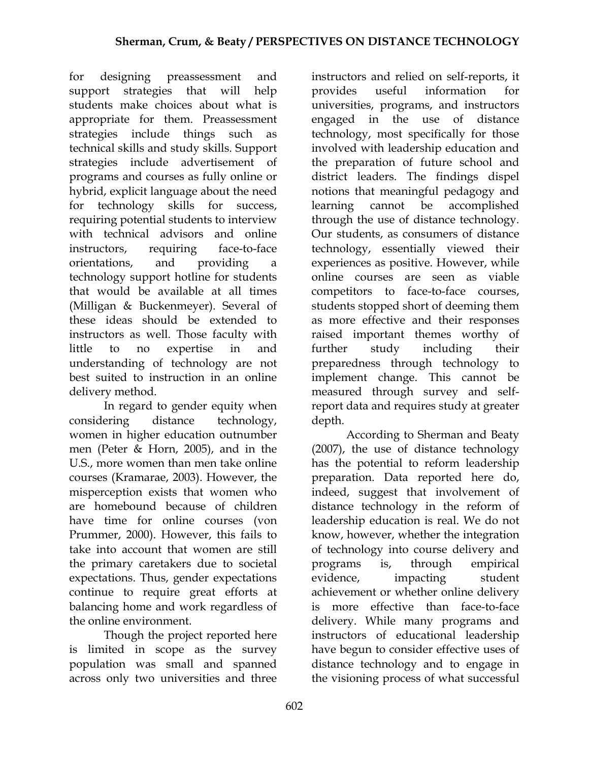for designing preassessment and support strategies that will help students make choices about what is appropriate for them. Preassessment strategies include things such as technical skills and study skills. Support strategies include advertisement of programs and courses as fully online or hybrid, explicit language about the need for technology skills for success, requiring potential students to interview with technical advisors and online instructors, requiring face-to-face orientations, and providing a technology support hotline for students that would be available at all times (Milligan & Buckenmeyer). Several of these ideas should be extended to instructors as well. Those faculty with little to no expertise in and understanding of technology are not best suited to instruction in an online delivery method.

In regard to gender equity when considering distance technology, women in higher education outnumber men (Peter & Horn, 2005), and in the U.S., more women than men take online courses (Kramarae, 2003). However, the misperception exists that women who are homebound because of children have time for online courses (von Prummer, 2000). However, this fails to take into account that women are still the primary caretakers due to societal expectations. Thus, gender expectations continue to require great efforts at balancing home and work regardless of the online environment.

Though the project reported here is limited in scope as the survey population was small and spanned across only two universities and three instructors and relied on self-reports, it provides useful information for universities, programs, and instructors engaged in the use of distance technology, most specifically for those involved with leadership education and the preparation of future school and district leaders. The findings dispel notions that meaningful pedagogy and learning cannot be accomplished through the use of distance technology. Our students, as consumers of distance technology, essentially viewed their experiences as positive. However, while online courses are seen as viable competitors to face-to-face courses, students stopped short of deeming them as more effective and their responses raised important themes worthy of further study including their preparedness through technology to implement change. This cannot be measured through survey and self-report data and requires study at greater depth.

According to Sherman and Beaty (2007), the use of distance technology has the potential to reform leadership preparation. Data reported here do, indeed, suggest that involvement of distance technology in the reform of leadership education is real. We do not know, however, whether the integration of technology into course delivery and programs is, through empirical evidence, impacting student achievement or whether online delivery is more effective than face-to-face delivery. While many programs and instructors of educational leadership have begun to consider effective uses of distance technology and to engage in the visioning process of what successful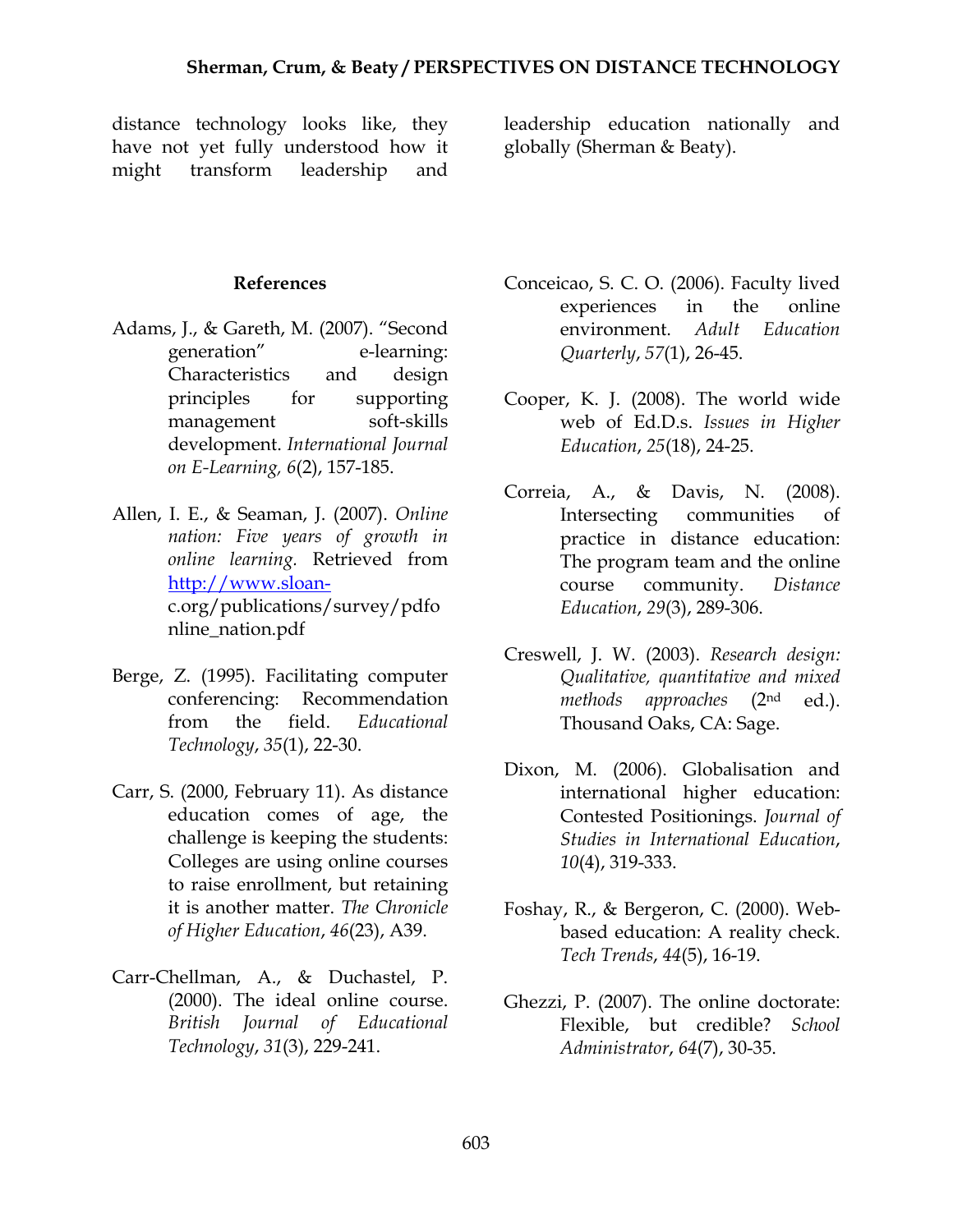distance technology looks like, they have not yet fully understood how it might transform leadership and leadership education nationally and globally (Sherman & Beaty).

### References

Adams, J., & Gareth, M. (2007). "Second generation" e-learning: Characteristics and design principles for supporting management soft-skills development. *International Journal on E-Learning, 6*(2), 157-185.

Allen, I. E., & Seaman, J. (2007). *Online nation: Five years of growth in online learning.* Retrieved from http://www.sloan-c.org/publications/survey/pdfonline_nation.pdf

Berge, Z. (1995). Facilitating computer conferencing: Recommendation from the field. *Educational Technology*, *35*(1), 22-30.

Carr, S. (2000, February 11). As distance education comes of age, the challenge is keeping the students: Colleges are using online courses to raise enrollment, but retaining it is another matter. *The Chronicle of Higher Education*, *46*(23), A39.

Carr-Chellman, A., & Duchastel, P. (2000). The ideal online course. *British Journal of Educational Technology*, *31*(3), 229-241.

Conceicao, S. C. O. (2006). Faculty lived experiences in the online environment. *Adult Education Quarterly*, *57*(1), 26-45.

Cooper, K. J. (2008). The world wide web of Ed.D.s. *Issues in Higher Education*, *25*(18), 24-25.

Correia, A., & Davis, N. (2008). Intersecting communities of practice in distance education: The program team and the online course community. *Distance Education*, *29*(3), 289-306.

Creswell, J. W. (2003). *Research design: Qualitative, quantitative and mixed methods approaches* (2nd ed.). Thousand Oaks, CA: Sage.

Dixon, M. (2006). Globalisation and international higher education: Contested Positionings. *Journal of Studies in International Education*, *10*(4), 319-333.

Foshay, R., & Bergeron, C. (2000). Web-based education: A reality check. *Tech Trends*, *44*(5), 16-19.

Ghezzi, P. (2007). The online doctorate: Flexible, but credible? *School Administrator*, *64*(7), 30-35.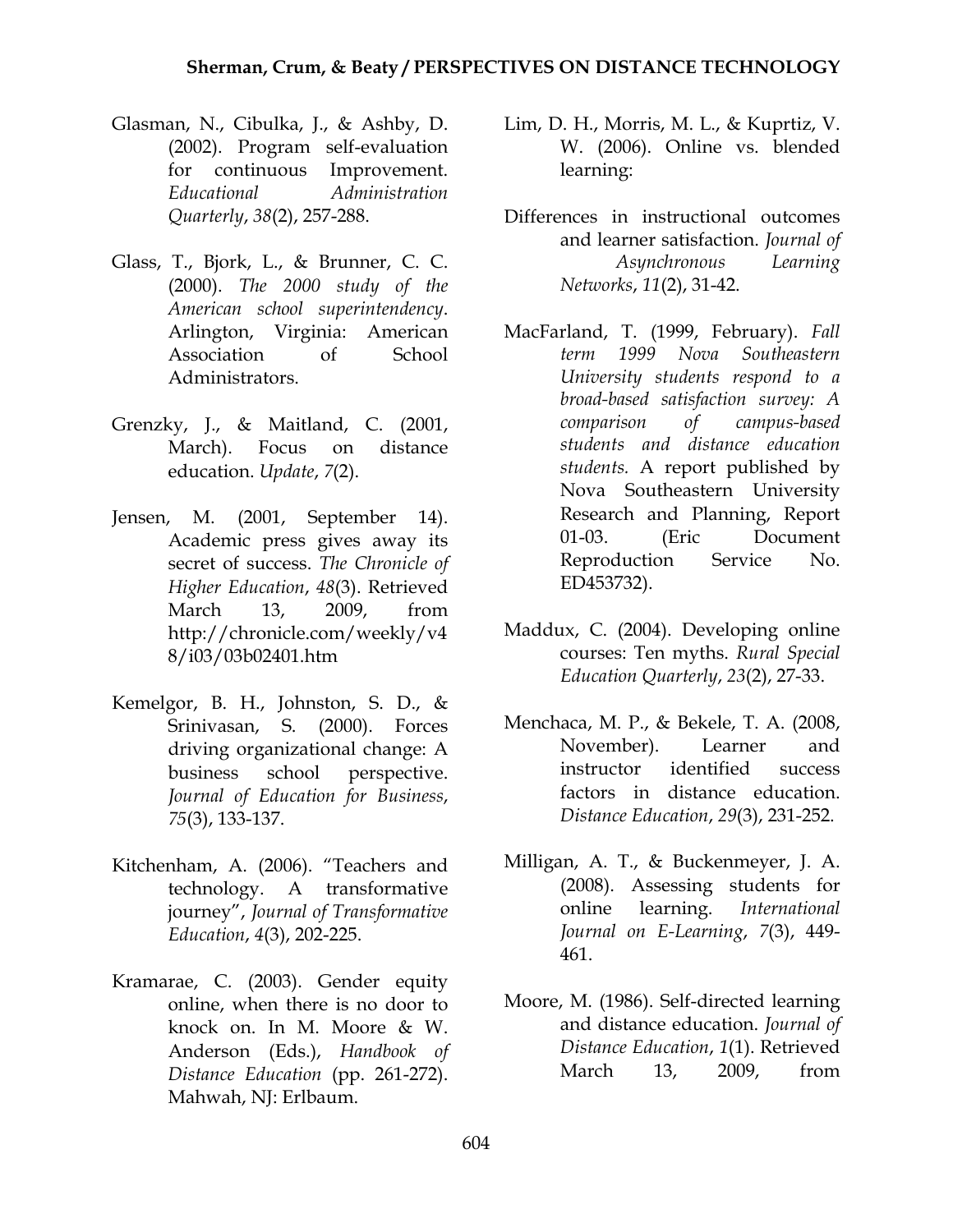Glasman, N., Cibulka, J., & Ashby, D. (2002). Program self-evaluation for continuous Improvement. *Educational Administration Quarterly*, *38*(2), 257-288.

Glass, T., Bjork, L., & Brunner, C. C. (2000). *The 2000 study of the American school superintendency*. Arlington, Virginia: American Association of School Administrators.

Grenzky, J., & Maitland, C. (2001, March). Focus on distance education. *Update*, *7*(2).

Jensen, M. (2001, September 14). Academic press gives away its secret of success. *The Chronicle of Higher Education*, *48*(3). Retrieved March 13, 2009, from http://chronicle.com/weekly/v48/i03/03b02401.htm

Kemelgor, B. H., Johnston, S. D., & Srinivasan, S. (2000). Forces driving organizational change: A business school perspective. *Journal of Education for Business*, *75*(3), 133-137.

Kitchenham, A. (2006). "Teachers and technology. A transformative journey", *Journal of Transformative Education*, *4*(3), 202-225.

Kramarae, C. (2003). Gender equity online, when there is no door to knock on. In M. Moore & W. Anderson (Eds.), *Handbook of Distance Education* (pp. 261-272). Mahwah, NJ: Erlbaum.

Lim, D. H., Morris, M. L., & Kuprtiz, V. W. (2006). Online vs. blended learning:

Differences in instructional outcomes and learner satisfaction. *Journal of Asynchronous Learning Networks*, *11*(2), 31-42.

MacFarland, T. (1999, February). *Fall term 1999 Nova Southeastern University students respond to a broad-based satisfaction survey: A comparison of campus-based students and distance education students.* A report published by Nova Southeastern University Research and Planning, Report 01-03. (Eric Document Reproduction Service No. ED453732).

Maddux, C. (2004). Developing online courses: Ten myths. *Rural Special Education Quarterly*, *23*(2), 27-33.

Menchaca, M. P., & Bekele, T. A. (2008, November). Learner and instructor identified success factors in distance education. *Distance Education*, *29*(3), 231-252.

Milligan, A. T., & Buckenmeyer, J. A. (2008). Assessing students for online learning. *International Journal on E-Learning*, *7*(3), 449-461.

Moore, M. (1986). Self-directed learning and distance education. *Journal of Distance Education*, *1*(1). Retrieved March 13, 2009, from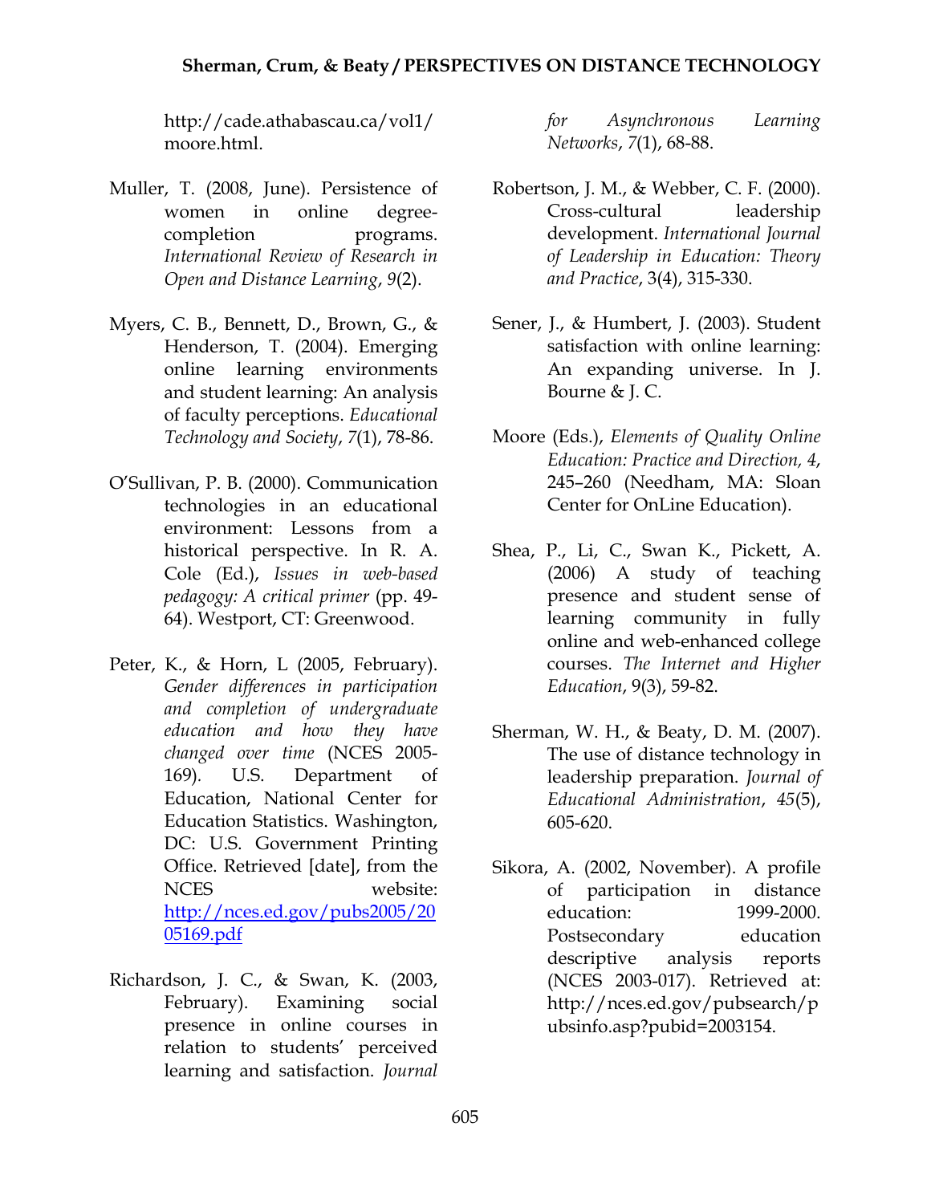http://cade.athabascau.ca/vol1/moore.html.

Muller, T. (2008, June). Persistence of women in online degree-completion programs. *International Review of Research in Open and Distance Learning*, *9*(2).

Myers, C. B., Bennett, D., Brown, G., & Henderson, T. (2004). Emerging online learning environments and student learning: An analysis of faculty perceptions. *Educational Technology and Society*, *7*(1), 78-86.

O'Sullivan, P. B. (2000). Communication technologies in an educational environment: Lessons from a historical perspective. In R. A. Cole (Ed.), *Issues in web-based pedagogy: A critical primer* (pp. 49-64). Westport, CT: Greenwood.

Peter, K., & Horn, L (2005, February). *Gender differences in participation and completion of undergraduate education and how they have changed over time* (NCES 2005-169). U.S. Department of Education, National Center for Education Statistics. Washington, DC: U.S. Government Printing Office. Retrieved [date], from the NCES website: [http://nces.ed.gov/pubs2005/2005169.pdf](http://nces.ed.gov/pubs2005/2005169.pdf)

Richardson, J. C., & Swan, K. (2003, February). Examining social presence in online courses in relation to students' perceived learning and satisfaction. *Journal for Asynchronous Learning Networks*, *7*(1), 68-88.

Robertson, J. M., & Webber, C. F. (2000). Cross-cultural leadership development. *International Journal of Leadership in Education: Theory and Practice*, 3(4), 315-330.

Sener, J., & Humbert, J. (2003). Student satisfaction with online learning: An expanding universe. In J. Bourne & J. C.

Moore (Eds.), *Elements of Quality Online Education: Practice and Direction, 4*, 245–260 (Needham, MA: Sloan Center for OnLine Education).

Shea, P., Li, C., Swan K., Pickett, A. (2006) A study of teaching presence and student sense of learning community in fully online and web-enhanced college courses. *The Internet and Higher Education*, 9(3), 59-82.

Sherman, W. H., & Beaty, D. M. (2007). The use of distance technology in leadership preparation. *Journal of Educational Administration*, *45*(5), 605-620.

Sikora, A. (2002, November). A profile of participation in distance education: 1999-2000. Postsecondary education descriptive analysis reports (NCES 2003-017). Retrieved at: http://nces.ed.gov/pubsearch/pubsinfo.asp?pubid=2003154.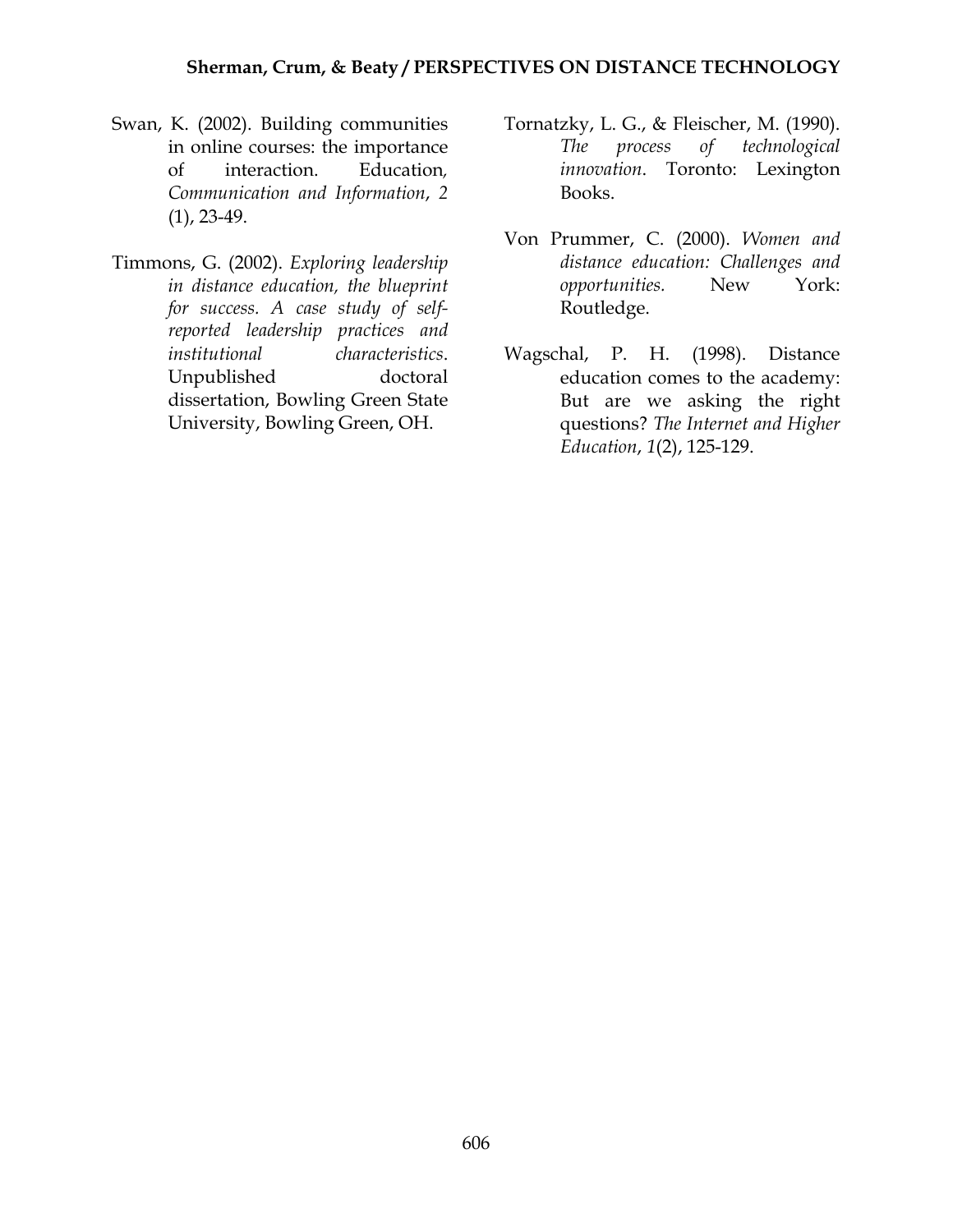Swan, K. (2002). Building communities in online courses: the importance of interaction. Education*, Communication and Information*, *2* (1), 23-49.

Timmons, G. (2002). *Exploring leadership in distance education, the blueprint for success. A case study of self-reported leadership practices and institutional characteristics*. Unpublished doctoral dissertation, Bowling Green State University, Bowling Green, OH.

Tornatzky, L. G., & Fleischer, M. (1990). *The process of technological innovation*. Toronto: Lexington Books.

Von Prummer, C. (2000). *Women and distance education: Challenges and opportunities.* New York: Routledge.

Wagschal, P. H. (1998). Distance education comes to the academy: But are we asking the right questions? *The Internet and Higher Education*, *1*(2), 125-129.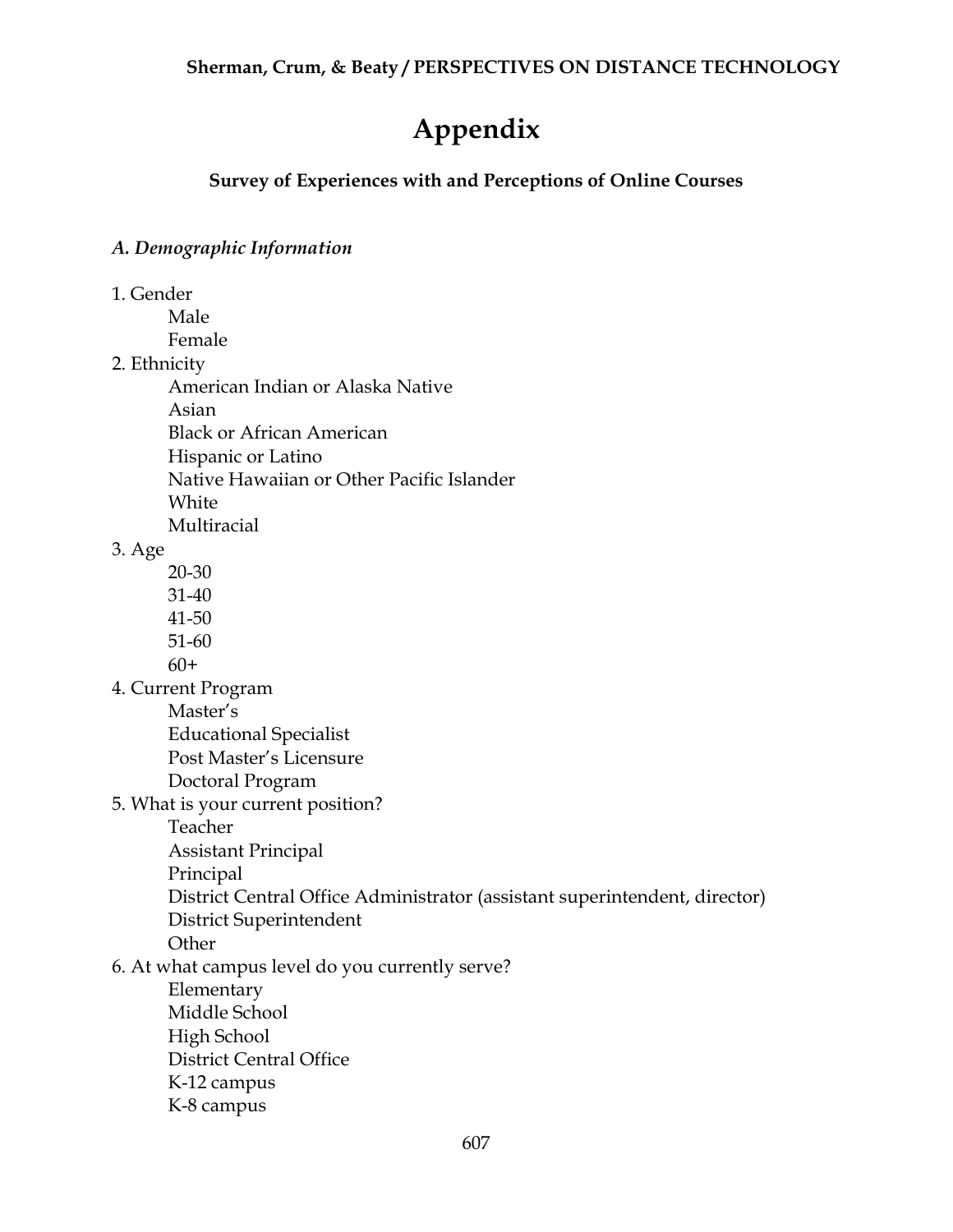# Appendix

## Survey of Experiences with and Perceptions of Online Courses

### *A. Demographic Information*

1. Gender
   - Male
   - Female
2. Ethnicity
   - American Indian or Alaska Native
   - Asian
   - Black or African American
   - Hispanic or Latino
   - Native Hawaiian or Other Pacific Islander
   - White
   - Multiracial
3. Age
   - 20-30
   - 31-40
   - 41-50
   - 51-60
   - 60+
4. Current Program
   - Master's
   - Educational Specialist
   - Post Master's Licensure
   - Doctoral Program
5. What is your current position?
   - Teacher
   - Assistant Principal
   - Principal
   - District Central Office Administrator (assistant superintendent, director)
   - District Superintendent
   - Other
6. At what campus level do you currently serve?
   - Elementary
   - Middle School
   - High School
   - District Central Office
   - K-12 campus
   - K-8 campus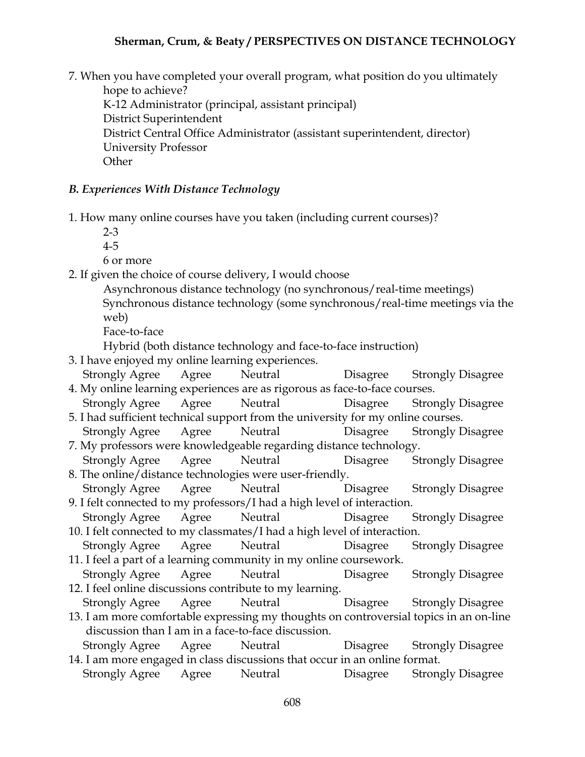7. When you have completed your overall program, what position do you ultimately hope to achieve?
   - K-12 Administrator (principal, assistant principal)
   - District Superintendent
   - District Central Office Administrator (assistant superintendent, director)
   - University Professor
   - Other

### *B. Experiences With Distance Technology*

1. How many online courses have you taken (including current courses)?
   - 2-3
   - 4-5
   - 6 or more
2. If given the choice of course delivery, I would choose
   - Asynchronous distance technology (no synchronous/real-time meetings)
   - Synchronous distance technology (some synchronous/real-time meetings via the web)
   - Face-to-face
   - Hybrid (both distance technology and face-to-face instruction)
3. I have enjoyed my online learning experiences.
   Strongly Agree   Agree   Neutral   Disagree   Strongly Disagree
4. My online learning experiences are as rigorous as face-to-face courses.
   Strongly Agree   Agree   Neutral   Disagree   Strongly Disagree
5. I had sufficient technical support from the university for my online courses.
   Strongly Agree   Agree   Neutral   Disagree   Strongly Disagree
7. My professors were knowledgeable regarding distance technology.
   Strongly Agree   Agree   Neutral   Disagree   Strongly Disagree
8. The online/distance technologies were user-friendly.
   Strongly Agree   Agree   Neutral   Disagree   Strongly Disagree
9. I felt connected to my professors/I had a high level of interaction.
   Strongly Agree   Agree   Neutral   Disagree   Strongly Disagree
10. I felt connected to my classmates/I had a high level of interaction.
   Strongly Agree   Agree   Neutral   Disagree   Strongly Disagree
11. I feel a part of a learning community in my online coursework.
   Strongly Agree   Agree   Neutral   Disagree   Strongly Disagree
12. I feel online discussions contribute to my learning.
   Strongly Agree   Agree   Neutral   Disagree   Strongly Disagree
13. I am more comfortable expressing my thoughts on controversial topics in an on-line discussion than I am in a face-to-face discussion.
   Strongly Agree   Agree   Neutral   Disagree   Strongly Disagree
14. I am more engaged in class discussions that occur in an online format.
   Strongly Agree   Agree   Neutral   Disagree   Strongly Disagree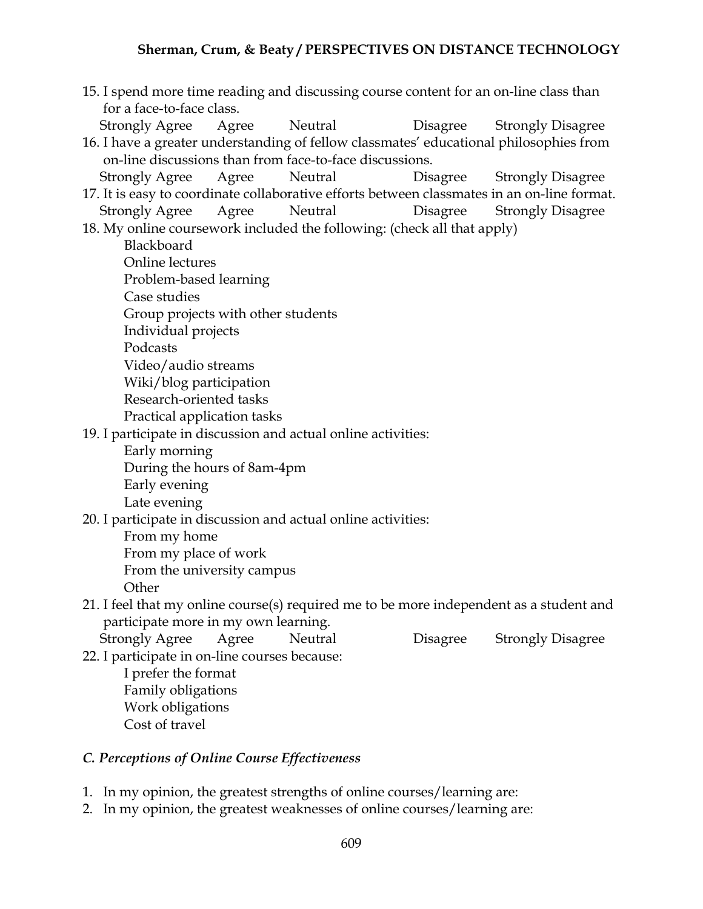15. I spend more time reading and discussing course content for an on-line class than for a face-to-face class.
    Strongly Agree Agree Neutral Disagree Strongly Disagree
16. I have a greater understanding of fellow classmates' educational philosophies from on-line discussions than from face-to-face discussions.
    Strongly Agree Agree Neutral Disagree Strongly Disagree
17. It is easy to coordinate collaborative efforts between classmates in an on-line format.
    Strongly Agree Agree Neutral Disagree Strongly Disagree
18. My online coursework included the following: (check all that apply)
    - Blackboard
    - Online lectures
    - Problem-based learning
    - Case studies
    - Group projects with other students
    - Individual projects
    - Podcasts
    - Video/audio streams
    - Wiki/blog participation
    - Research-oriented tasks
    - Practical application tasks
19. I participate in discussion and actual online activities:
    - Early morning
    - During the hours of 8am-4pm
    - Early evening
    - Late evening
20. I participate in discussion and actual online activities:
    - From my home
    - From my place of work
    - From the university campus
    - Other
21. I feel that my online course(s) required me to be more independent as a student and participate more in my own learning.
    Strongly Agree Agree Neutral Disagree Strongly Disagree
22. I participate in on-line courses because:
    - I prefer the format
    - Family obligations
    - Work obligations
    - Cost of travel

### *C. Perceptions of Online Course Effectiveness*

1. In my opinion, the greatest strengths of online courses/learning are:
2. In my opinion, the greatest weaknesses of online courses/learning are: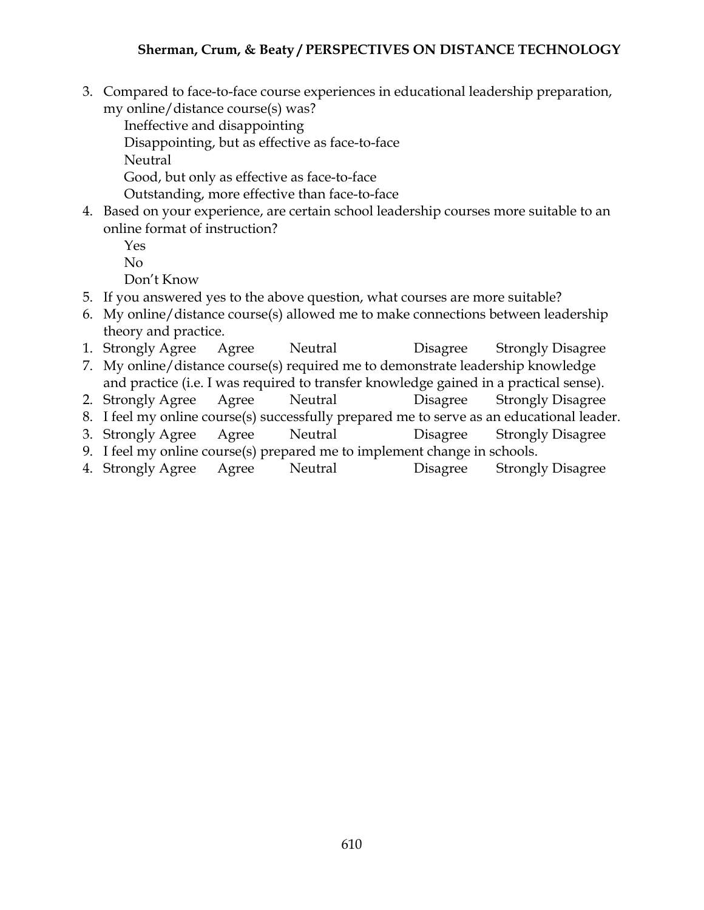3. Compared to face-to-face course experiences in educational leadership preparation, my online/distance course(s) was?
   Ineffective and disappointing
   Disappointing, but as effective as face-to-face
   Neutral
   Good, but only as effective as face-to-face
   Outstanding, more effective than face-to-face
4. Based on your experience, are certain school leadership courses more suitable to an online format of instruction?
   Yes
   No
   Don't Know
5. If you answered yes to the above question, what courses are more suitable?
6. My online/distance course(s) allowed me to make connections between leadership theory and practice.
1. Strongly Agree    Agree    Neutral    Disagree    Strongly Disagree
7. My online/distance course(s) required me to demonstrate leadership knowledge and practice (i.e. I was required to transfer knowledge gained in a practical sense).
2. Strongly Agree    Agree    Neutral    Disagree    Strongly Disagree
8. I feel my online course(s) successfully prepared me to serve as an educational leader.
3. Strongly Agree    Agree    Neutral    Disagree    Strongly Disagree
9. I feel my online course(s) prepared me to implement change in schools.
4. Strongly Agree    Agree    Neutral    Disagree    Strongly Disagree